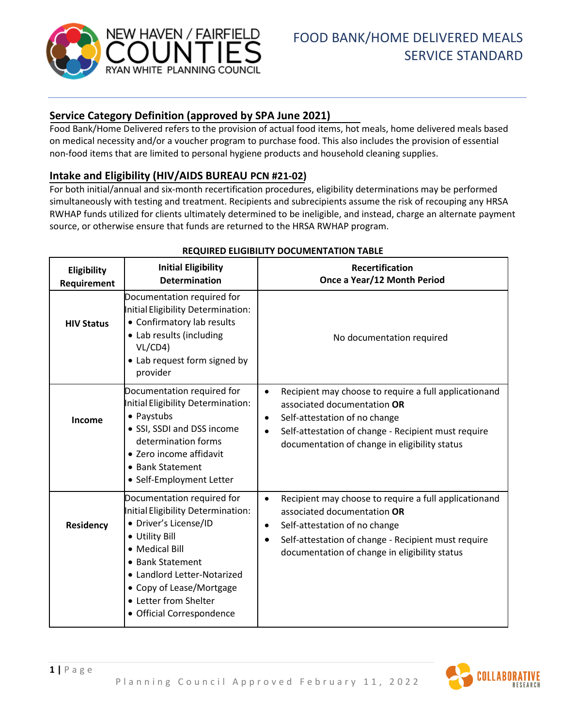# FOOD BANK/HOME DELIVERED MEALS SERVICE STANDARD

## Service Category Definition (approved by SPA June 2021)

Food Bank/Home Delivered refers to the provision of actual food items, hot meals, home delivered meals based on medical necessity and/or a voucher program to purchase food. This also includes the provision of essential non-food items that are limited to personal hygiene products and household cleaning supplies.

## Intake and Eligibility (HIV/AIDS BUREAU PCN #21-02)

For both initial/annual and six-month recertification procedures, eligibility determinations may be performed simultaneously with testing and treatment. Recipients and subrecipients assume the risk of recouping any HRSA RWHAP funds utilized for clients ultimately determined to be ineligible, and instead, charge an alternate payment source, or otherwise ensure that funds are returned to the HRSA RWHAP program.

**REQUIRED ELIGIBILITY DOCUMENTATION TABLE**

| Eligibility Requirement | Initial Eligibility Determination | Recertification Once a Year/12 Month Period |
|---|---|---|
| **HIV Status** | Documentation required for Initial Eligibility Determination:<br>• Confirmatory lab results<br>• Lab results (including VL/CD4)<br>• Lab request form signed by provider | No documentation required |
| **Income** | Documentation required for Initial Eligibility Determination:<br>• Paystubs<br>• SSI, SSDI and DSS income determination forms<br>• Zero income affidavit<br>• Bank Statement<br>• Self-Employment Letter | • Recipient may choose to require a full applicationand associated documentation **OR**<br>• Self-attestation of no change<br>• Self-attestation of change - Recipient must require documentation of change in eligibility status |
| **Residency** | Documentation required for Initial Eligibility Determination:<br>• Driver's License/ID<br>• Utility Bill<br>• Medical Bill<br>• Bank Statement<br>• Landlord Letter-Notarized<br>• Copy of Lease/Mortgage<br>• Letter from Shelter<br>• Official Correspondence | • Recipient may choose to require a full applicationand associated documentation **OR**<br>• Self-attestation of no change<br>• Self-attestation of change - Recipient must require documentation of change in eligibility status |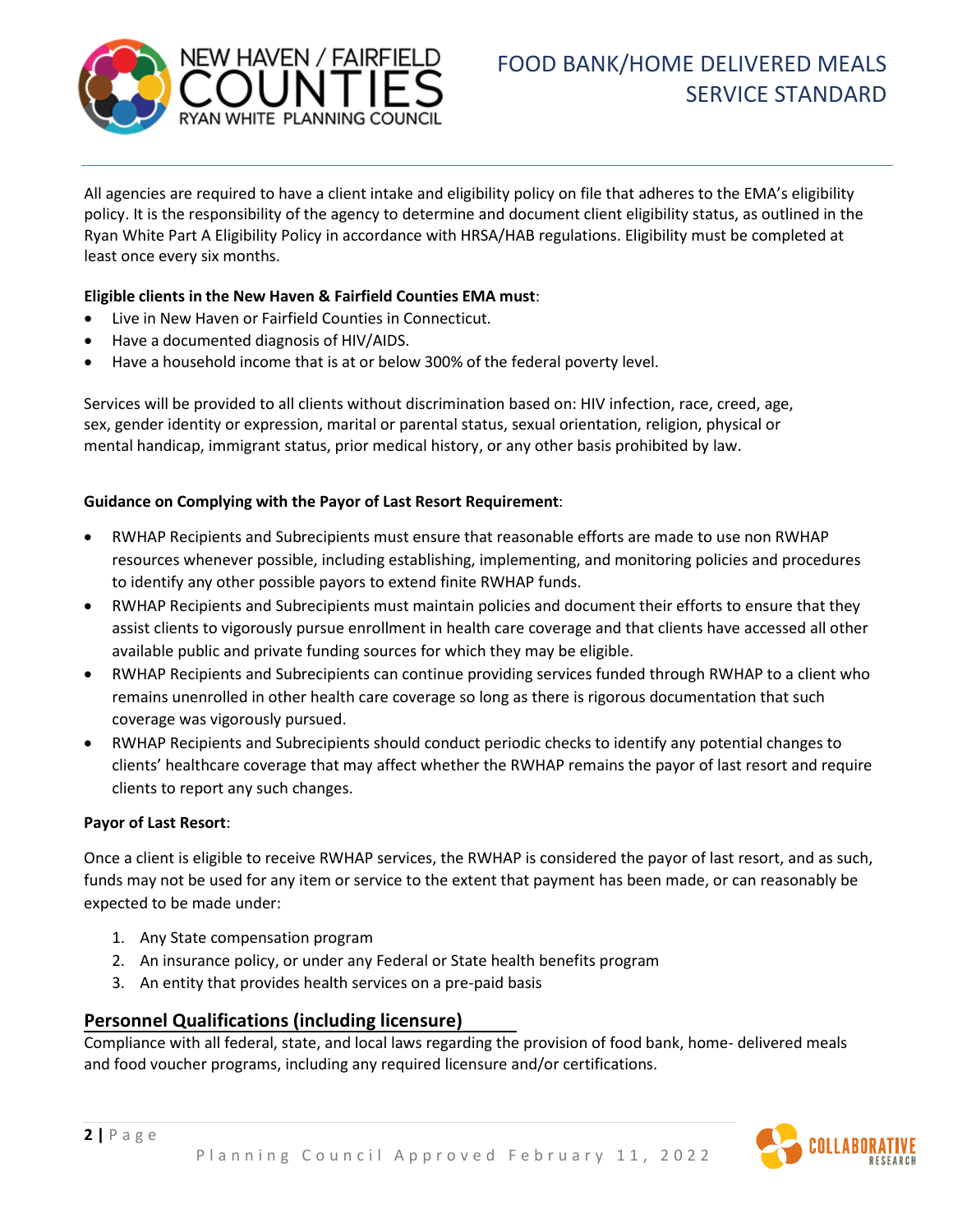All agencies are required to have a client intake and eligibility policy on file that adheres to the EMA's eligibility policy. It is the responsibility of the agency to determine and document client eligibility status, as outlined in the Ryan White Part A Eligibility Policy in accordance with HRSA/HAB regulations. Eligibility must be completed at least once every six months.

**Eligible clients in the New Haven & Fairfield Counties EMA must**:

- Live in New Haven or Fairfield Counties in Connecticut.
- Have a documented diagnosis of HIV/AIDS.
- Have a household income that is at or below 300% of the federal poverty level.

Services will be provided to all clients without discrimination based on: HIV infection, race, creed, age, sex, gender identity or expression, marital or parental status, sexual orientation, religion, physical or mental handicap, immigrant status, prior medical history, or any other basis prohibited by law.

**Guidance on Complying with the Payor of Last Resort Requirement**:

- RWHAP Recipients and Subrecipients must ensure that reasonable efforts are made to use non RWHAP resources whenever possible, including establishing, implementing, and monitoring policies and procedures to identify any other possible payors to extend finite RWHAP funds.
- RWHAP Recipients and Subrecipients must maintain policies and document their efforts to ensure that they assist clients to vigorously pursue enrollment in health care coverage and that clients have accessed all other available public and private funding sources for which they may be eligible.
- RWHAP Recipients and Subrecipients can continue providing services funded through RWHAP to a client who remains unenrolled in other health care coverage so long as there is rigorous documentation that such coverage was vigorously pursued.
- RWHAP Recipients and Subrecipients should conduct periodic checks to identify any potential changes to clients' healthcare coverage that may affect whether the RWHAP remains the payor of last resort and require clients to report any such changes.

**Payor of Last Resort**:

Once a client is eligible to receive RWHAP services, the RWHAP is considered the payor of last resort, and as such, funds may not be used for any item or service to the extent that payment has been made, or can reasonably be expected to be made under:

1. Any State compensation program
2. An insurance policy, or under any Federal or State health benefits program
3. An entity that provides health services on a pre-paid basis

## Personnel Qualifications (including licensure)

Compliance with all federal, state, and local laws regarding the provision of food bank, home- delivered meals and food voucher programs, including any required licensure and/or certifications.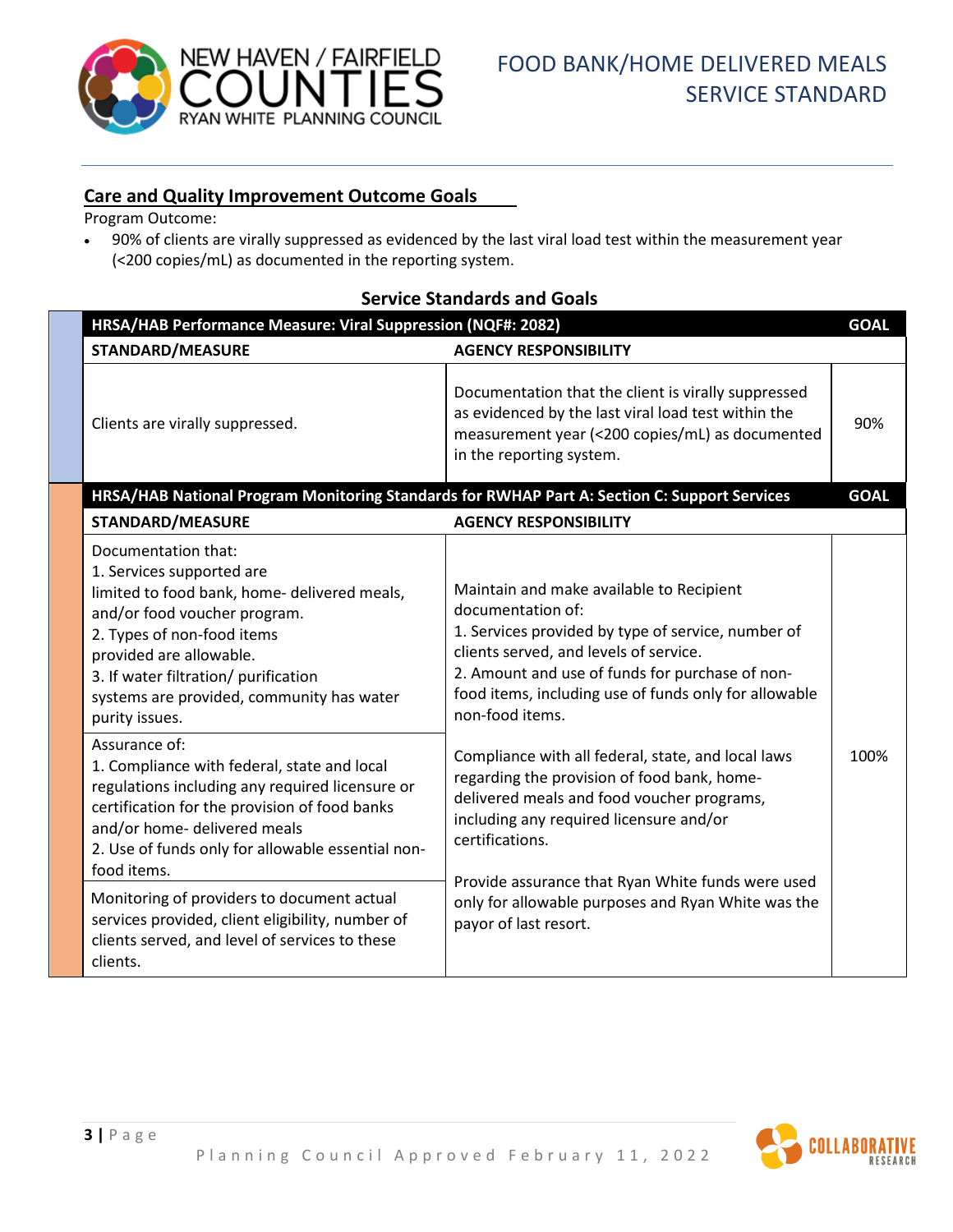## Care and Quality Improvement Outcome Goals

Program Outcome:

- 90% of clients are virally suppressed as evidenced by the last viral load test within the measurement year (<200 copies/mL) as documented in the reporting system.

### Service Standards and Goals

| HRSA/HAB Performance Measure: Viral Suppression (NQF#: 2082) | | GOAL |
|---|---|---|
| **STANDARD/MEASURE** | **AGENCY RESPONSIBILITY** | |
| Clients are virally suppressed. | Documentation that the client is virally suppressed as evidenced by the last viral load test within the measurement year (<200 copies/mL) as documented in the reporting system. | 90% |

| HRSA/HAB National Program Monitoring Standards for RWHAP Part A: Section C: Support Services | | GOAL |
|---|---|---|
| **STANDARD/MEASURE** | **AGENCY RESPONSIBILITY** | |
| Documentation that:<br>1. Services supported are limited to food bank, home- delivered meals, and/or food voucher program.<br>2. Types of non-food items provided are allowable.<br>3. If water filtration/ purification systems are provided, community has water purity issues. | Maintain and make available to Recipient documentation of:<br>1. Services provided by type of service, number of clients served, and levels of service.<br>2. Amount and use of funds for purchase of non-food items, including use of funds only for allowable non-food items.<br><br>Compliance with all federal, state, and local laws regarding the provision of food bank, home-delivered meals and food voucher programs, including any required licensure and/or certifications.<br><br>Provide assurance that Ryan White funds were used only for allowable purposes and Ryan White was the payor of last resort. | 100% |
| Assurance of:<br>1. Compliance with federal, state and local regulations including any required licensure or certification for the provision of food banks and/or home- delivered meals<br>2. Use of funds only for allowable essential non-food items. | | |
| Monitoring of providers to document actual services provided, client eligibility, number of clients served, and level of services to these clients. | | |

Planning Council Approved February 11, 2022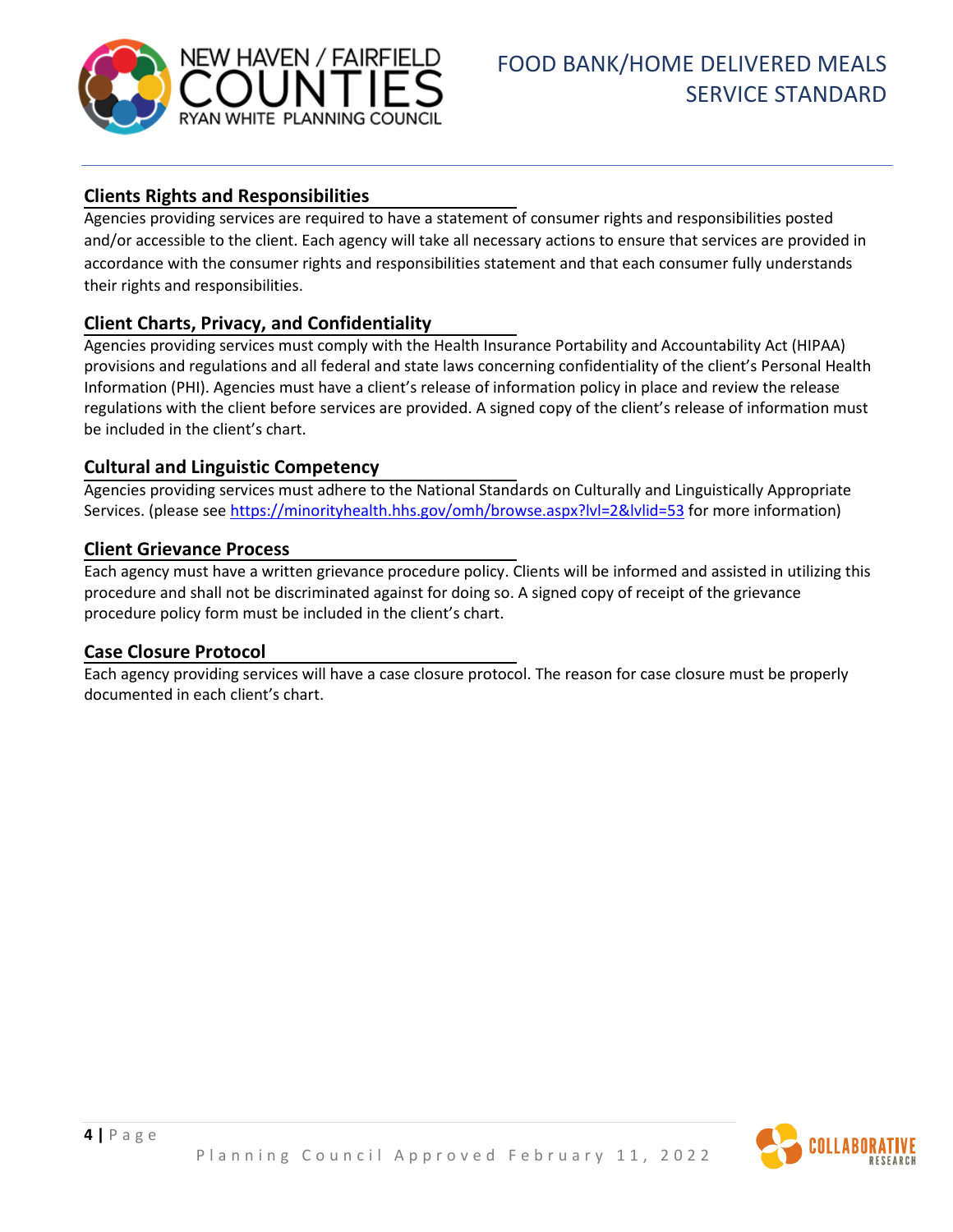## Clients Rights and Responsibilities

Agencies providing services are required to have a statement of consumer rights and responsibilities posted and/or accessible to the client. Each agency will take all necessary actions to ensure that services are provided in accordance with the consumer rights and responsibilities statement and that each consumer fully understands their rights and responsibilities.

## Client Charts, Privacy, and Confidentiality

Agencies providing services must comply with the Health Insurance Portability and Accountability Act (HIPAA) provisions and regulations and all federal and state laws concerning confidentiality of the client's Personal Health Information (PHI). Agencies must have a client's release of information policy in place and review the release regulations with the client before services are provided. A signed copy of the client's release of information must be included in the client's chart.

## Cultural and Linguistic Competency

Agencies providing services must adhere to the National Standards on Culturally and Linguistically Appropriate Services. (please see https://minorityhealth.hhs.gov/omh/browse.aspx?lvl=2&lvlid=53 for more information)

## Client Grievance Process

Each agency must have a written grievance procedure policy. Clients will be informed and assisted in utilizing this procedure and shall not be discriminated against for doing so. A signed copy of receipt of the grievance procedure policy form must be included in the client's chart.

## Case Closure Protocol

Each agency providing services will have a case closure protocol. The reason for case closure must be properly documented in each client's chart.